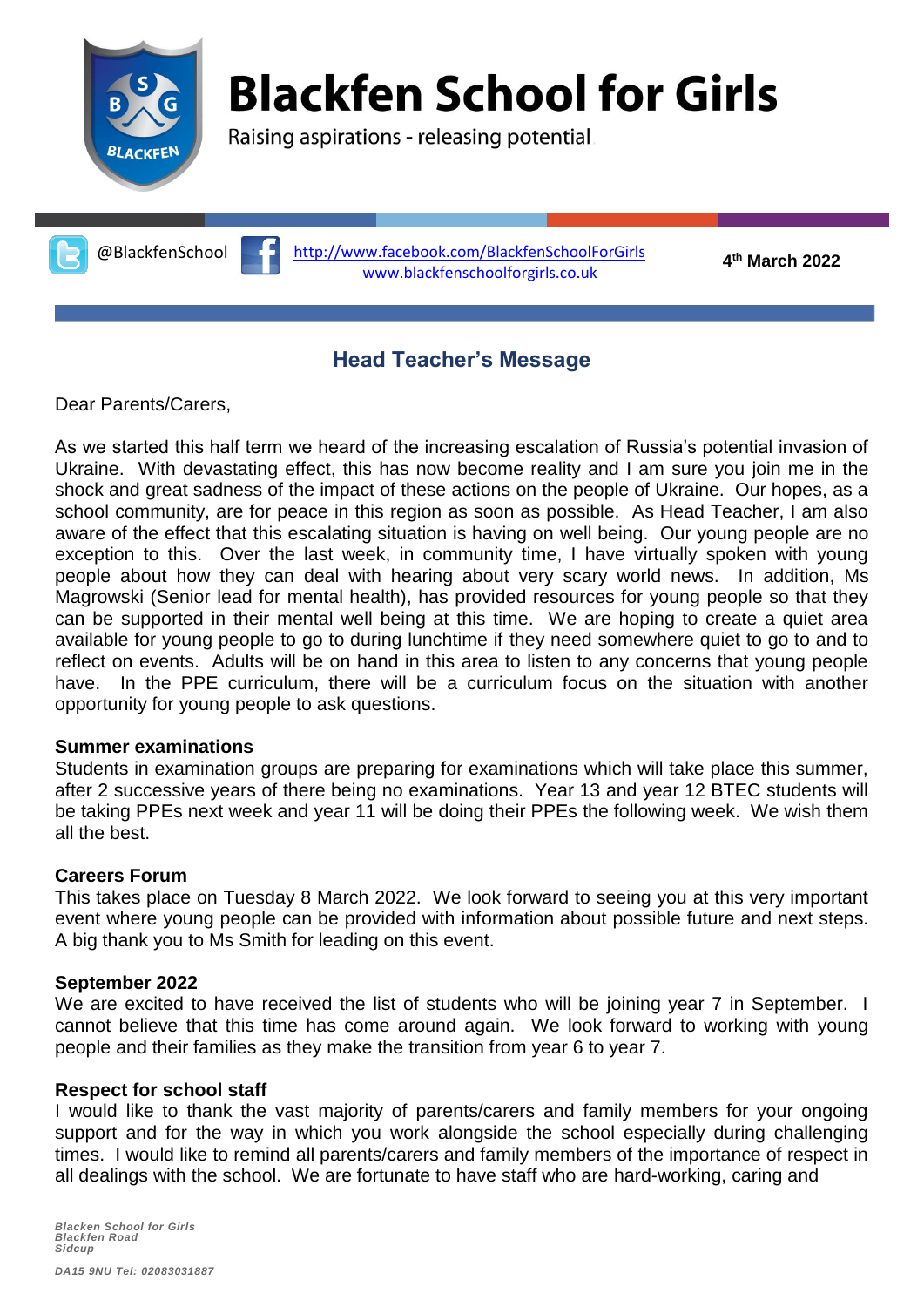# Blackfen School for Girls

Raising aspirations - releasing potential

@BlackfenSchool [http://www.facebook.com/BlackfenSchoolForGirls](http://www.facebook.com/BlackfenSchoolForGirls) [www.blackfenschoolforgirls.co.uk](www.blackfenschoolforgirls.co.uk)

**4th March 2022**

## Head Teacher's Message

Dear Parents/Carers,

As we started this half term we heard of the increasing escalation of Russia's potential invasion of Ukraine. With devastating effect, this has now become reality and I am sure you join me in the shock and great sadness of the impact of these actions on the people of Ukraine. Our hopes, as a school community, are for peace in this region as soon as possible. As Head Teacher, I am also aware of the effect that this escalating situation is having on well being. Our young people are no exception to this. Over the last week, in community time, I have virtually spoken with young people about how they can deal with hearing about very scary world news. In addition, Ms Magrowski (Senior lead for mental health), has provided resources for young people so that they can be supported in their mental well being at this time. We are hoping to create a quiet area available for young people to go to during lunchtime if they need somewhere quiet to go to and to reflect on events. Adults will be on hand in this area to listen to any concerns that young people have. In the PPE curriculum, there will be a curriculum focus on the situation with another opportunity for young people to ask questions.

### Summer examinations

Students in examination groups are preparing for examinations which will take place this summer, after 2 successive years of there being no examinations. Year 13 and year 12 BTEC students will be taking PPEs next week and year 11 will be doing their PPEs the following week. We wish them all the best.

### Careers Forum

This takes place on Tuesday 8 March 2022. We look forward to seeing you at this very important event where young people can be provided with information about possible future and next steps. A big thank you to Ms Smith for leading on this event.

### September 2022

We are excited to have received the list of students who will be joining year 7 in September. I cannot believe that this time has come around again. We look forward to working with young people and their families as they make the transition from year 6 to year 7.

### Respect for school staff

I would like to thank the vast majority of parents/carers and family members for your ongoing support and for the way in which you work alongside the school especially during challenging times. I would like to remind all parents/carers and family members of the importance of respect in all dealings with the school. We are fortunate to have staff who are hard-working, caring and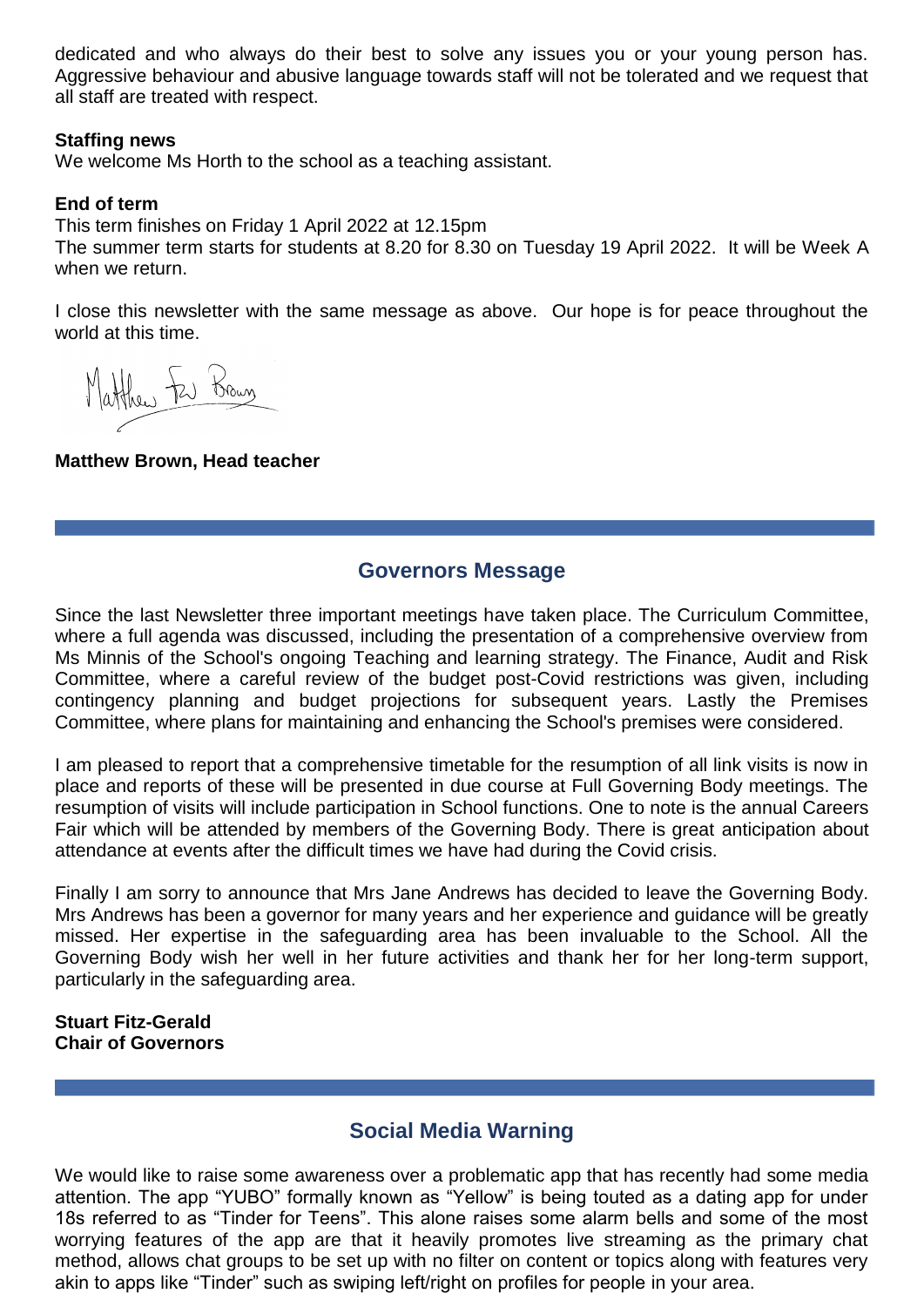dedicated and who always do their best to solve any issues you or your young person has. Aggressive behaviour and abusive language towards staff will not be tolerated and we request that all staff are treated with respect.

**Staffing news**

We welcome Ms Horth to the school as a teaching assistant.

**End of term**

This term finishes on Friday 1 April 2022 at 12.15pm

The summer term starts for students at 8.20 for 8.30 on Tuesday 19 April 2022. It will be Week A when we return.

I close this newsletter with the same message as above. Our hope is for peace throughout the world at this time.

**Matthew Brown, Head teacher**

## Governors Message

Since the last Newsletter three important meetings have taken place. The Curriculum Committee, where a full agenda was discussed, including the presentation of a comprehensive overview from Ms Minnis of the School's ongoing Teaching and learning strategy. The Finance, Audit and Risk Committee, where a careful review of the budget post-Covid restrictions was given, including contingency planning and budget projections for subsequent years. Lastly the Premises Committee, where plans for maintaining and enhancing the School's premises were considered.

I am pleased to report that a comprehensive timetable for the resumption of all link visits is now in place and reports of these will be presented in due course at Full Governing Body meetings. The resumption of visits will include participation in School functions. One to note is the annual Careers Fair which will be attended by members of the Governing Body. There is great anticipation about attendance at events after the difficult times we have had during the Covid crisis.

Finally I am sorry to announce that Mrs Jane Andrews has decided to leave the Governing Body. Mrs Andrews has been a governor for many years and her experience and guidance will be greatly missed. Her expertise in the safeguarding area has been invaluable to the School. All the Governing Body wish her well in her future activities and thank her for her long-term support, particularly in the safeguarding area.

**Stuart Fitz-Gerald**
**Chair of Governors**

## Social Media Warning

We would like to raise some awareness over a problematic app that has recently had some media attention. The app "YUBO" formally known as "Yellow" is being touted as a dating app for under 18s referred to as "Tinder for Teens". This alone raises some alarm bells and some of the most worrying features of the app are that it heavily promotes live streaming as the primary chat method, allows chat groups to be set up with no filter on content or topics along with features very akin to apps like "Tinder" such as swiping left/right on profiles for people in your area.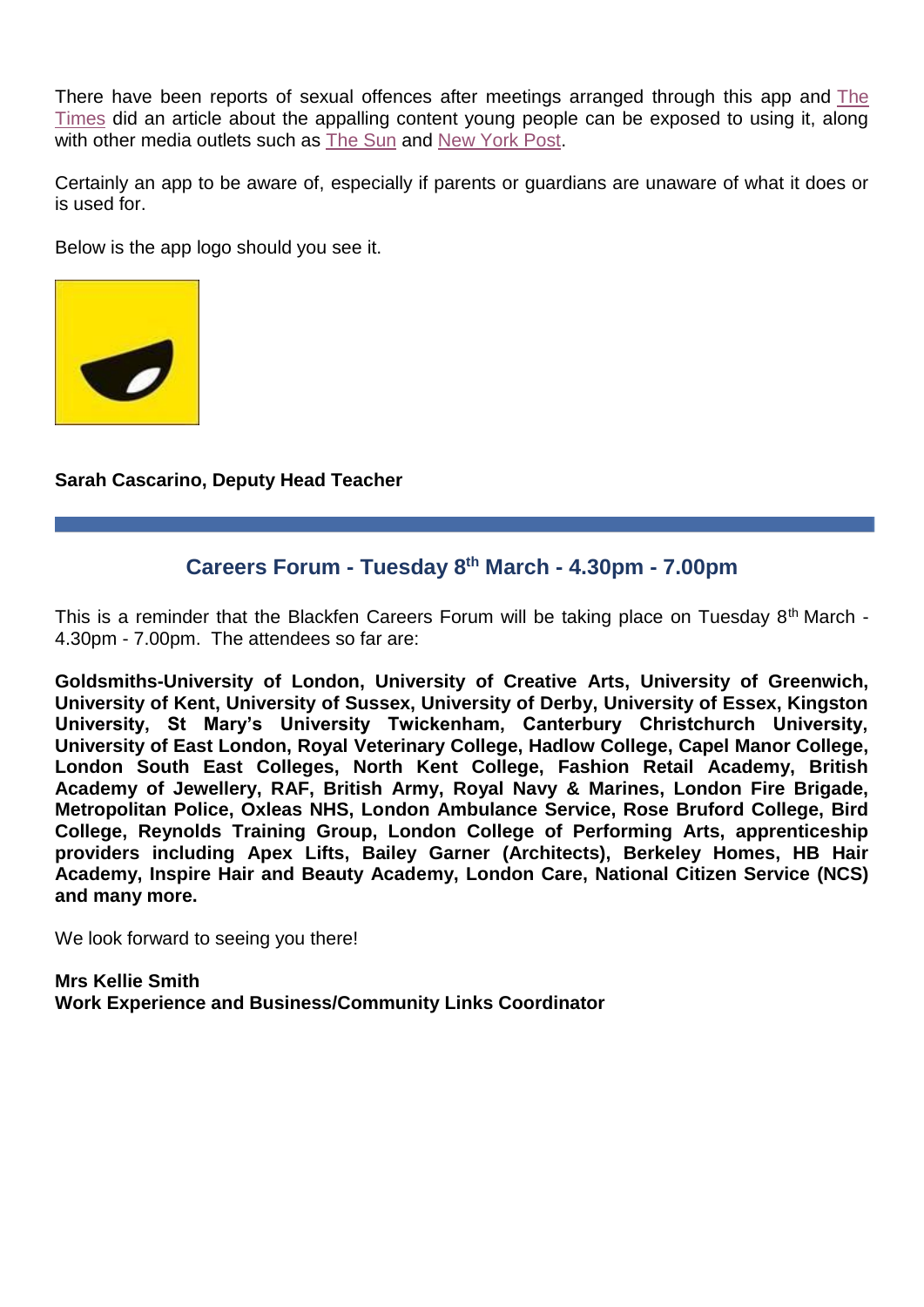There have been reports of sexual offences after meetings arranged through this app and The Times did an article about the appalling content young people can be exposed to using it, along with other media outlets such as The Sun and New York Post.

Certainly an app to be aware of, especially if parents or guardians are unaware of what it does or is used for.

Below is the app logo should you see it.

**Sarah Cascarino, Deputy Head Teacher**

---

## Careers Forum - Tuesday 8th March - 4.30pm - 7.00pm

This is a reminder that the Blackfen Careers Forum will be taking place on Tuesday 8th March - 4.30pm - 7.00pm. The attendees so far are:

**Goldsmiths-University of London, University of Creative Arts, University of Greenwich, University of Kent, University of Sussex, University of Derby, University of Essex, Kingston University, St Mary's University Twickenham, Canterbury Christchurch University, University of East London, Royal Veterinary College, Hadlow College, Capel Manor College, London South East Colleges, North Kent College, Fashion Retail Academy, British Academy of Jewellery, RAF, British Army, Royal Navy & Marines, London Fire Brigade, Metropolitan Police, Oxleas NHS, London Ambulance Service, Rose Bruford College, Bird College, Reynolds Training Group, London College of Performing Arts, apprenticeship providers including Apex Lifts, Bailey Garner (Architects), Berkeley Homes, HB Hair Academy, Inspire Hair and Beauty Academy, London Care, National Citizen Service (NCS) and many more.**

We look forward to seeing you there!

**Mrs Kellie Smith**
**Work Experience and Business/Community Links Coordinator**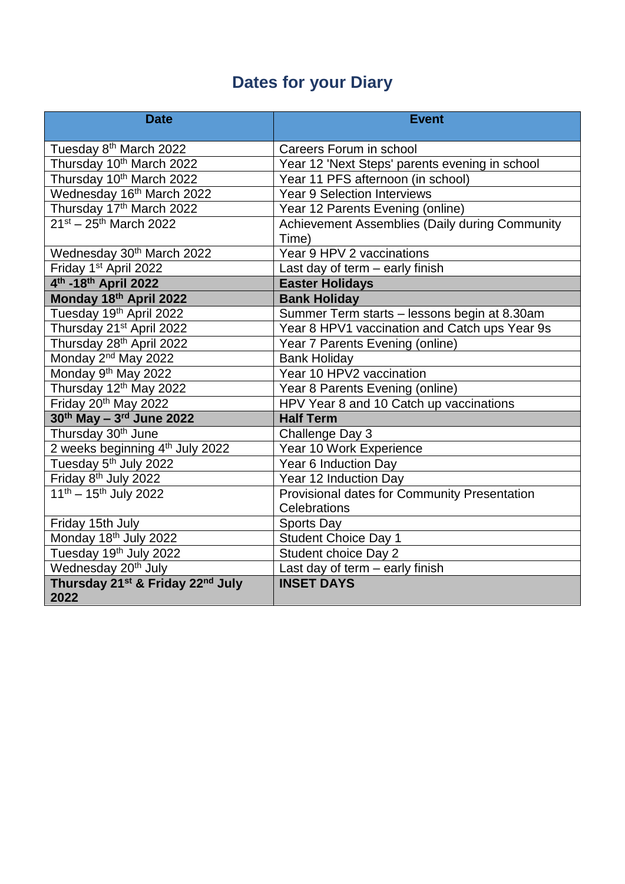# Dates for your Diary

| Date | Event |
|---|---|
| Tuesday 8th March 2022 | Careers Forum in school |
| Thursday 10th March 2022 | Year 12 'Next Steps' parents evening in school |
| Thursday 10th March 2022 | Year 11 PFS afternoon (in school) |
| Wednesday 16th March 2022 | Year 9 Selection Interviews |
| Thursday 17th March 2022 | Year 12 Parents Evening (online) |
| 21st – 25th March 2022 | Achievement Assemblies (Daily during Community Time) |
| Wednesday 30th March 2022 | Year 9 HPV 2 vaccinations |
| Friday 1st April 2022 | Last day of term – early finish |
| **4th -18th April 2022** | **Easter Holidays** |
| **Monday 18th April 2022** | **Bank Holiday** |
| Tuesday 19th April 2022 | Summer Term starts – lessons begin at 8.30am |
| Thursday 21st April 2022 | Year 8 HPV1 vaccination and Catch ups Year 9s |
| Thursday 28th April 2022 | Year 7 Parents Evening (online) |
| Monday 2nd May 2022 | Bank Holiday |
| Monday 9th May 2022 | Year 10 HPV2 vaccination |
| Thursday 12th May 2022 | Year 8 Parents Evening (online) |
| Friday 20th May 2022 | HPV Year 8 and 10 Catch up vaccinations |
| **30th May – 3rd June 2022** | **Half Term** |
| Thursday 30th June | Challenge Day 3 |
| 2 weeks beginning 4th July 2022 | Year 10 Work Experience |
| Tuesday 5th July 2022 | Year 6 Induction Day |
| Friday 8th July 2022 | Year 12 Induction Day |
| 11th – 15th July 2022 | Provisional dates for Community Presentation Celebrations |
| Friday 15th July | Sports Day |
| Monday 18th July 2022 | Student Choice Day 1 |
| Tuesday 19th July 2022 | Student choice Day 2 |
| Wednesday 20th July | Last day of term – early finish |
| **Thursday 21st & Friday 22nd July 2022** | **INSET DAYS** |